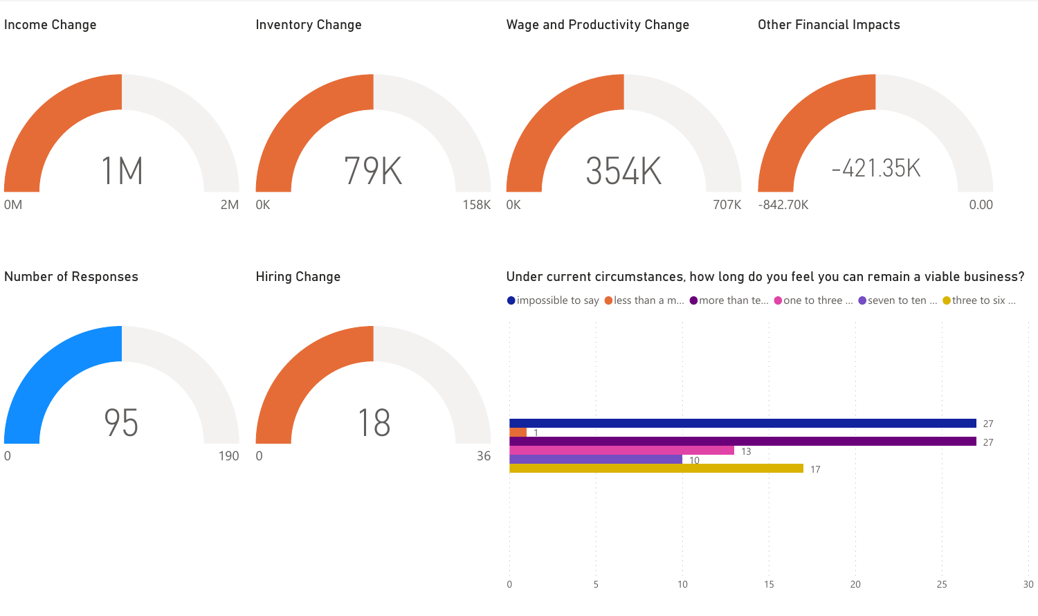## Income Change

1M

0M — 2M

## Inventory Change

79K

0K — 158K

## Wage and Productivity Change

354K

0K — 707K

## Other Financial Impacts

-421.35K

-842.70K — 0.00

## Number of Responses

95

0 — 190

## Hiring Change

18

0 — 36

## Under current circumstances, how long do you feel you can remain a viable business?

| Response | Count |
| --- | --- |
| impossible to say | 27 |
| less than a m... | 1 |
| more than te... | 27 |
| one to three ... | 13 |
| seven to ten ... | 10 |
| three to six ... | 17 |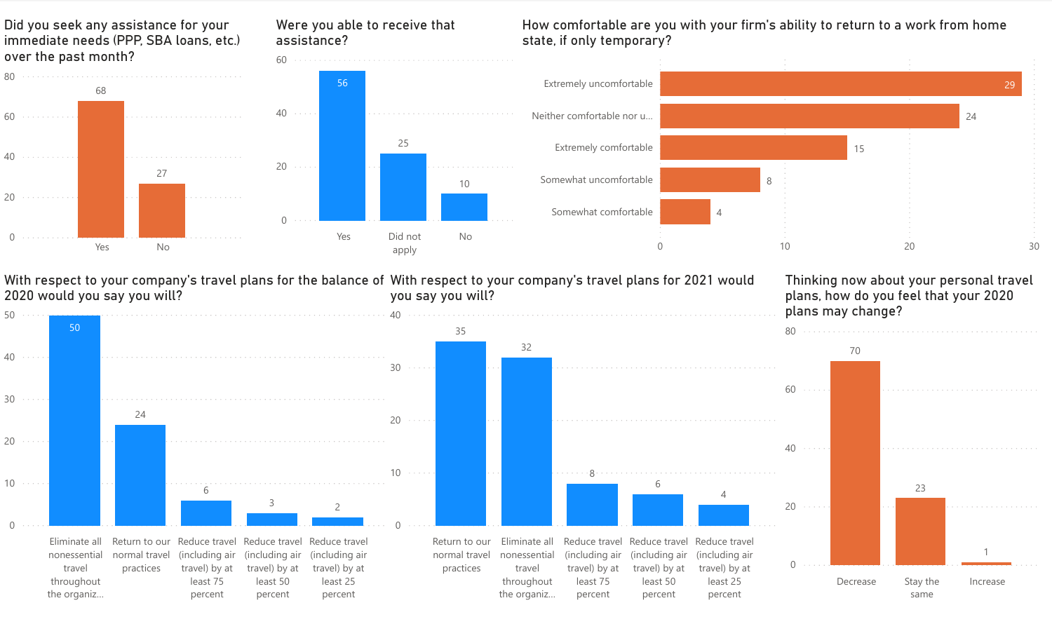Did you seek any assistance for your immediate needs (PPP, SBA loans, etc.) over the past month?

80
60
40
20
0

68
27

Yes
No

Were you able to receive that assistance?

60
40
20
0

56
25
10

Yes
Did not apply
No

How comfortable are you with your firm's ability to return to a work from home state, if only temporary?

Extremely uncomfortable 29
Neither comfortable nor u... 24
Extremely comfortable 15
Somewhat uncomfortable 8
Somewhat comfortable 4

0
10
20
30

With respect to your company's travel plans for the balance of 2020 would you say you will?

50
40
30
20
10
0

50
24
6
3
2

Eliminate all nonessential travel throughout the organiz...
Return to our normal travel practices
Reduce travel (including air travel) by at least 75 percent
Reduce travel (including air travel) by at least 50 percent
Reduce travel (including air travel) by at least 25 percent

With respect to your company's travel plans for 2021 would you say you will?

40
30
20
10
0

35
32
8
6
4

Return to our normal travel practices
Eliminate all nonessential travel throughout the organiz...
Reduce travel (including air travel) by at least 75 percent
Reduce travel (including air travel) by at least 50 percent
Reduce travel (including air travel) by at least 25 percent

Thinking now about your personal travel plans, how do you feel that your 2020 plans may change?

80
60
40
20
0

70
23
1

Decrease
Stay the same
Increase